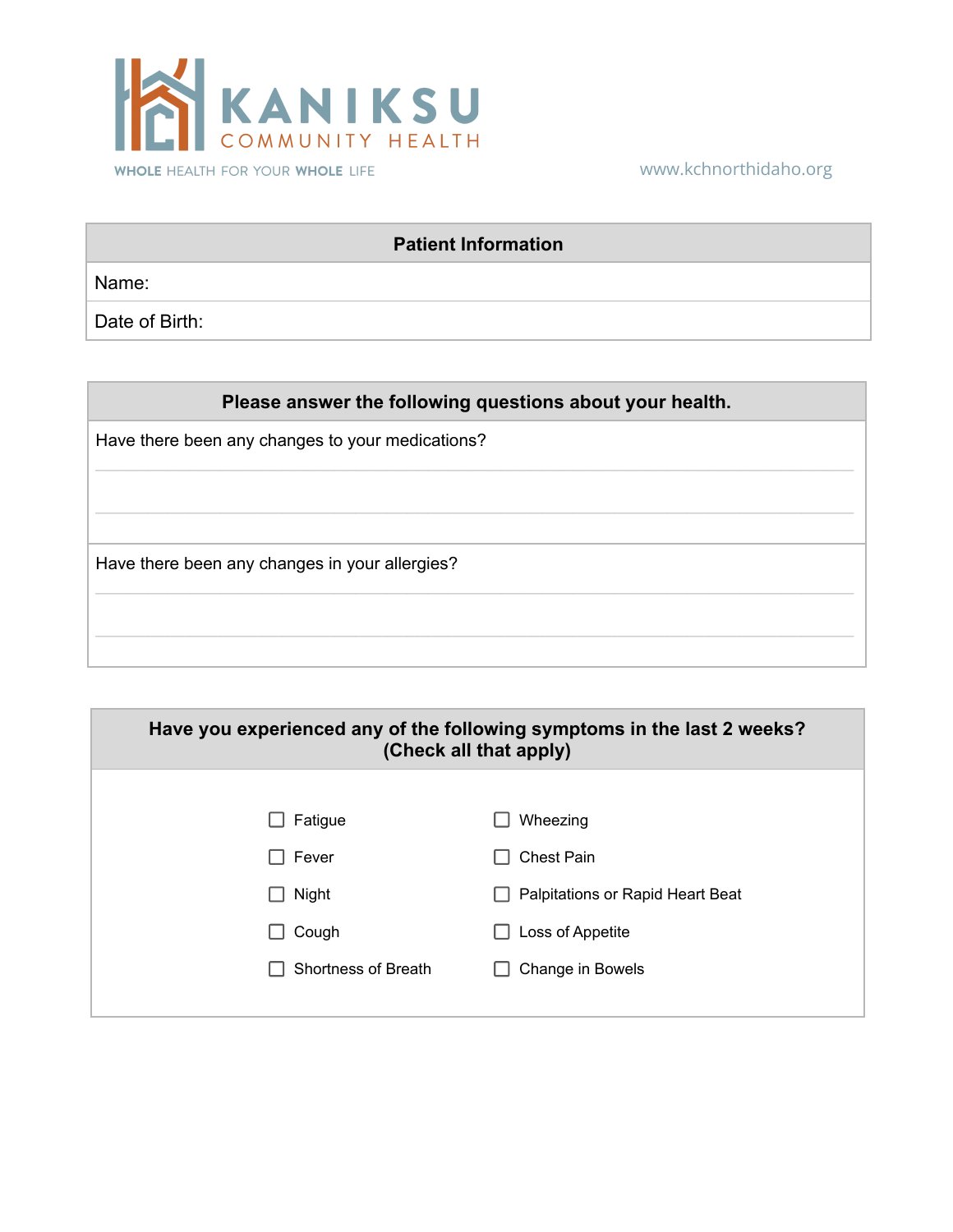KANIKSU
COMMUNITY HEALTH

WHOLE HEALTH FOR YOUR WHOLE LIFE

www.kchnorthidaho.org

| Patient Information |
| --- |
| Name: |
| Date of Birth: |

| Please answer the following questions about your health. |
| --- |
| Have there been any changes to your medications? |
| Have there been any changes in your allergies? |

**Have you experienced any of the following symptoms in the last 2 weeks? (Check all that apply)**

- ☐ Fatigue
- ☐ Fever
- ☐ Night
- ☐ Cough
- ☐ Shortness of Breath
- ☐ Wheezing
- ☐ Chest Pain
- ☐ Palpitations or Rapid Heart Beat
- ☐ Loss of Appetite
- ☐ Change in Bowels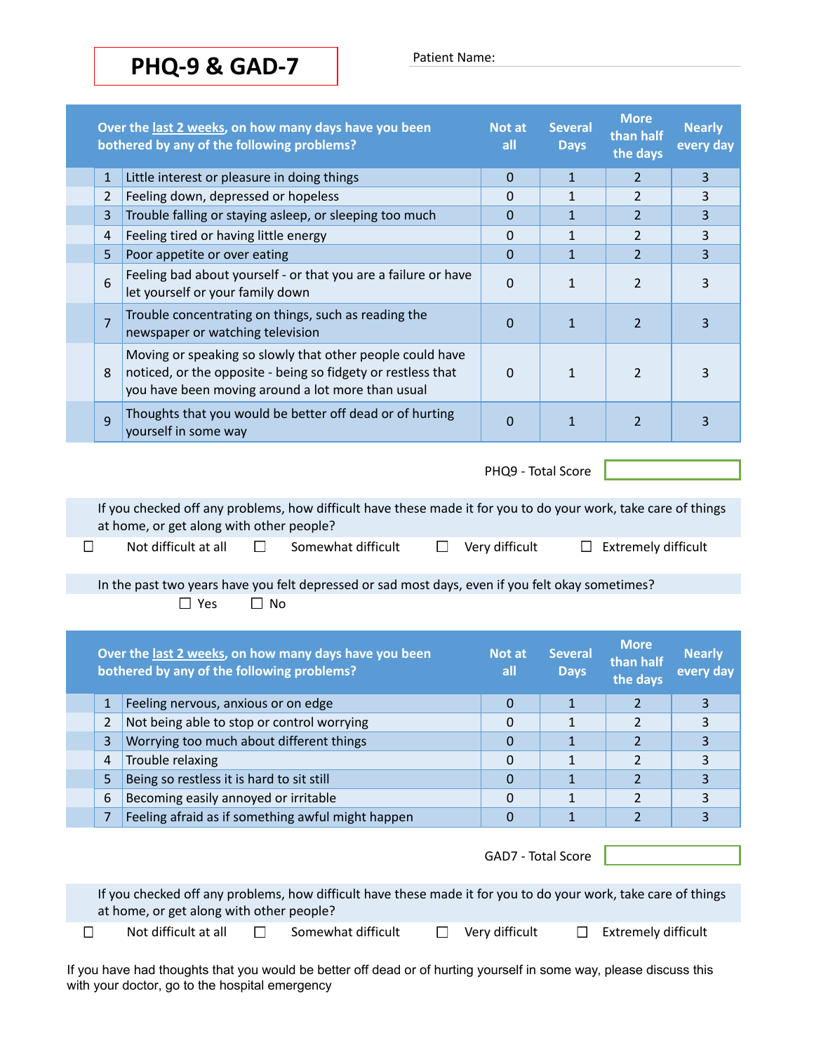# PHQ-9 & GAD-7

Patient Name:

| | Over the <u>last 2 weeks</u>, on how many days have you been bothered by any of the following problems? | Not at all | Several Days | More than half the days | Nearly every day |
|---|---|---|---|---|---|
| 1 | Little interest or pleasure in doing things | 0 | 1 | 2 | 3 |
| 2 | Feeling down, depressed or hopeless | 0 | 1 | 2 | 3 |
| 3 | Trouble falling or staying asleep, or sleeping too much | 0 | 1 | 2 | 3 |
| 4 | Feeling tired or having little energy | 0 | 1 | 2 | 3 |
| 5 | Poor appetite or over eating | 0 | 1 | 2 | 3 |
| 6 | Feeling bad about yourself - or that you are a failure or have let yourself or your family down | 0 | 1 | 2 | 3 |
| 7 | Trouble concentrating on things, such as reading the newspaper or watching television | 0 | 1 | 2 | 3 |
| 8 | Moving or speaking so slowly that other people could have noticed, or the opposite - being so fidgety or restless that you have been moving around a lot more than usual | 0 | 1 | 2 | 3 |
| 9 | Thoughts that you would be better off dead or of hurting yourself in some way | 0 | 1 | 2 | 3 |

PHQ9 - Total Score

If you checked off any problems, how difficult have these made it for you to do your work, take care of things at home, or get along with other people?

☐ Not difficult at all ☐ Somewhat difficult ☐ Very difficult ☐ Extremely difficult

In the past two years have you felt depressed or sad most days, even if you felt okay sometimes?

☐ Yes ☐ No

| | Over the <u>last 2 weeks</u>, on how many days have you been bothered by any of the following problems? | Not at all | Several Days | More than half the days | Nearly every day |
|---|---|---|---|---|---|
| 1 | Feeling nervous, anxious or on edge | 0 | 1 | 2 | 3 |
| 2 | Not being able to stop or control worrying | 0 | 1 | 2 | 3 |
| 3 | Worrying too much about different things | 0 | 1 | 2 | 3 |
| 4 | Trouble relaxing | 0 | 1 | 2 | 3 |
| 5 | Being so restless it is hard to sit still | 0 | 1 | 2 | 3 |
| 6 | Becoming easily annoyed or irritable | 0 | 1 | 2 | 3 |
| 7 | Feeling afraid as if something awful might happen | 0 | 1 | 2 | 3 |

GAD7 - Total Score

If you checked off any problems, how difficult have these made it for you to do your work, take care of things at home, or get along with other people?

☐ Not difficult at all ☐ Somewhat difficult ☐ Very difficult ☐ Extremely difficult

If you have had thoughts that you would be better off dead or of hurting yourself in some way, please discuss this with your doctor, go to the hospital emergency